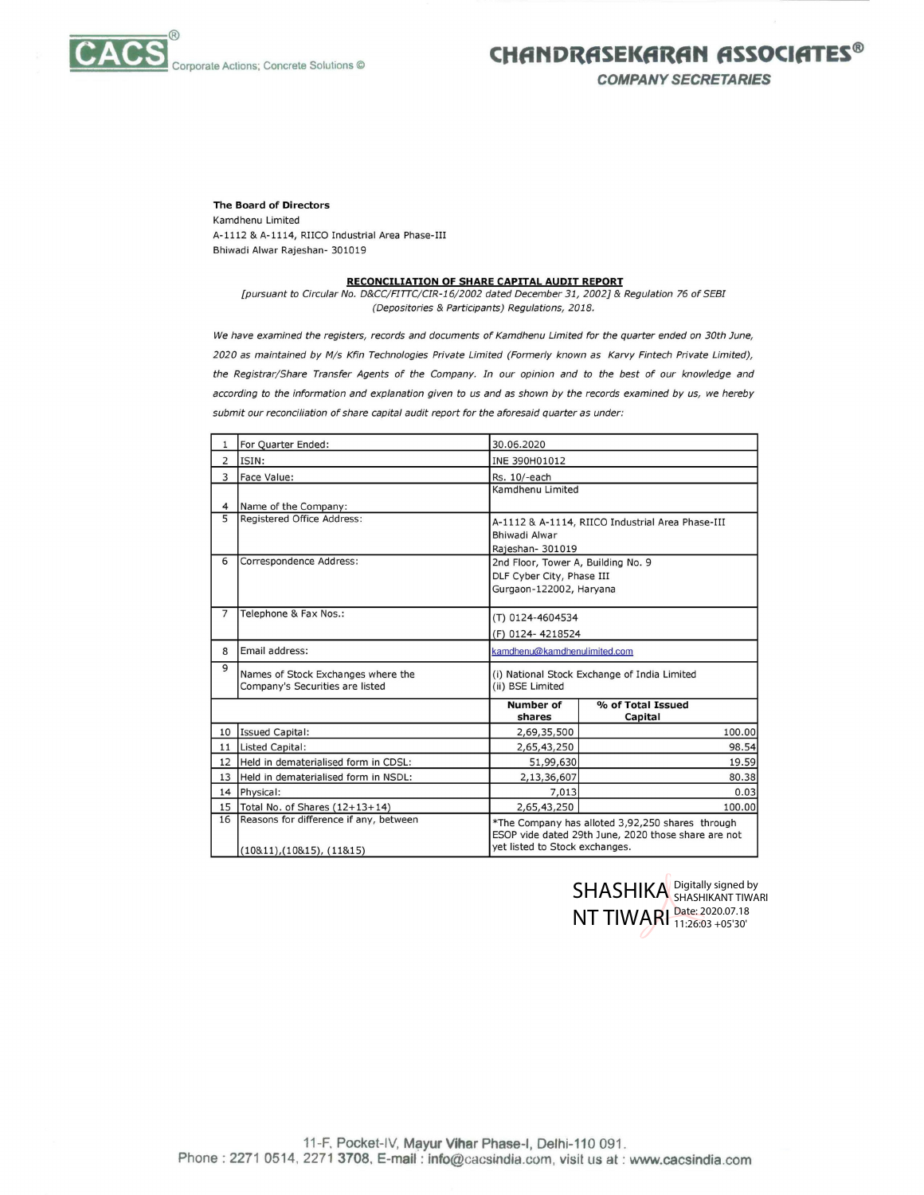The Board of Directors
Kamdhenu Limited
A-1112 & A-1114, RIICO Industrial Area Phase-III
Bhiwadi Alwar Rajeshan- 301019

## RECONCILIATION OF SHARE CAPITAL AUDIT REPORT

*[pursuant to Circular No. D&CC/FITTC/CIR-16/2002 dated December 31, 2002] & Regulation 76 of SEBI (Depositories & Participants) Regulations, 2018.*

*We have examined the registers, records and documents of Kamdhenu Limited for the quarter ended on 30th June, 2020 as maintained by M/s Kfin Technologies Private Limited (Formerly known as Karvy Fintech Private Limited), the Registrar/Share Transfer Agents of the Company. In our opinion and to the best of our knowledge and according to the information and explanation given to us and as shown by the records examined by us, we hereby submit our reconciliation of share capital audit report for the aforesaid quarter as under:*

| | | | |
|---|---|---|---|
| 1 | For Quarter Ended: | 30.06.2020 | |
| 2 | ISIN: | INE 390H01012 | |
| 3 | Face Value: | Rs. 10/-each | |
| 4 | Name of the Company: | Kamdhenu Limited | |
| 5 | Registered Office Address: | A-1112 & A-1114, RIICO Industrial Area Phase-III Bhiwadi Alwar Rajeshan- 301019 | |
| 6 | Correspondence Address: | 2nd Floor, Tower A, Building No. 9 DLF Cyber City, Phase III Gurgaon-122002, Haryana | |
| 7 | Telephone & Fax Nos.: | (T) 0124-4604534 (F) 0124- 4218524 | |
| 8 | Email address: | kamdhenu@kamdhenulimited.com | |
| 9 | Names of Stock Exchanges where the Company's Securities are listed | (i) National Stock Exchange of India Limited (ii) BSE Limited | |
| | | **Number of shares** | **% of Total Issued Capital** |
| 10 | Issued Capital: | 2,69,35,500 | 100.00 |
| 11 | Listed Capital: | 2,65,43,250 | 98.54 |
| 12 | Held in dematerialised form in CDSL: | 51,99,630 | 19.59 |
| 13 | Held in dematerialised form in NSDL: | 2,13,36,607 | 80.38 |
| 14 | Physical: | 7,013 | 0.03 |
| 15 | Total No. of Shares (12+13+14) | 2,65,43,250 | 100.00 |
| 16 | Reasons for difference if any, between (10&11),(10&15), (11&15) | *The Company has alloted 3,92,250 shares through ESOP vide dated 29th June, 2020 those share are not yet listed to Stock exchanges. | |

SHASHIKANT TIWARI
Digitally signed by SHASHIKANT TIWARI
Date: 2020.07.18 11:26:03 +05'30'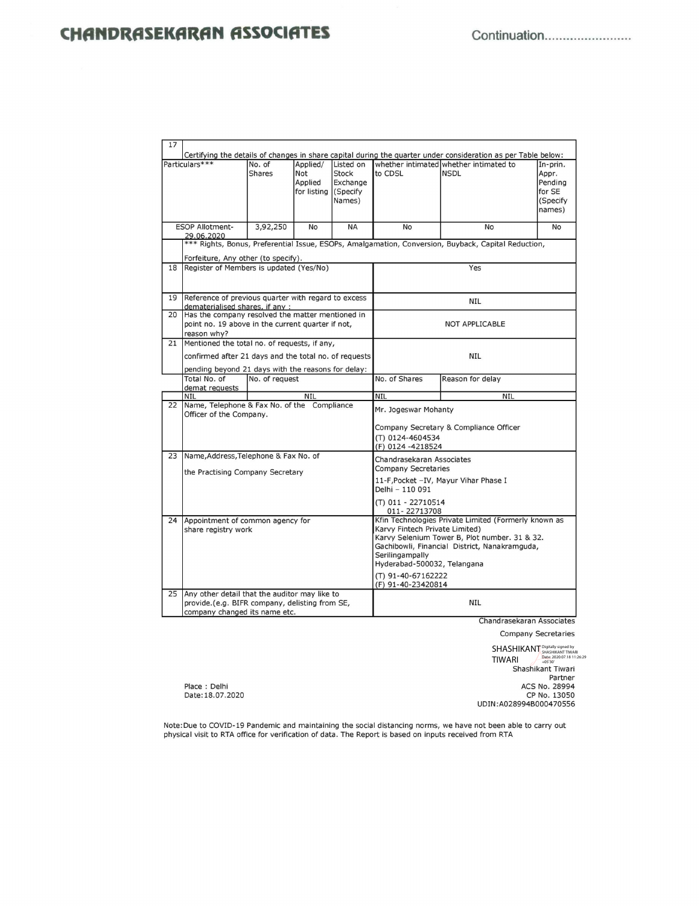| 17 | Certifying the details of changes in share capital during the quarter under consideration as per Table below: | | | | | | |
|---|---|---|---|---|---|---|---|
| Particulars*** | | No. of Shares | Applied/ Not Applied for listing | Listed on Stock Exchange (Specify Names) | whether intimated to CDSL | whether intimated to NSDL | In-prin. Appr. Pending for SE (Specify names) |
| ESOP Allotment- 29.06.2020 | | 3,92,250 | No | NA | No | No | No |
| | *** Rights, Bonus, Preferential Issue, ESOPs, Amalgamation, Conversion, Buyback, Capital Reduction, Forfeiture, Any other (to specify). | | | | | | |

| | | | |
|---|---|---|---|
| 18 | Register of Members is updated (Yes/No) | Yes | |
| 19 | Reference of previous quarter with regard to excess dematerialised shares, if any : | NIL | |
| 20 | Has the company resolved the matter mentioned in point no. 19 above in the current quarter if not, reason why? | NOT APPLICABLE | |
| 21 | Mentioned the total no. of requests, if any, confirmed after 21 days and the total no. of requests pending beyond 21 days with the reasons for delay: | NIL | |

| Total No. of demat requests | No. of request | No. of Shares | Reason for delay |
|---|---|---|---|
| NIL | NIL | NIL | NIL |

| | | |
|---|---|---|
| 22 | Name, Telephone & Fax No. of the Compliance Officer of the Company. | Mr. Jogeswar Mohanty<br><br>Company Secretary & Compliance Officer<br>(T) 0124-4604534<br>(F) 0124 -4218524 |
| 23 | Name,Address,Telephone & Fax No. of the Practising Company Secretary | Chandrasekaran Associates<br>Company Secretaries<br>11-F,Pocket -IV, Mayur Vihar Phase I<br>Delhi - 110 091<br>(T) 011 - 22710514<br>011- 22713708 |
| 24 | Appointment of common agency for share registry work | Kfin Technologies Private Limited (Formerly known as Karvy Fintech Private Limited)<br>Karvy Selenium Tower B, Plot number. 31 & 32. Gachibowli, Financial District, Nanakramguda, Serilingampally<br>Hyderabad-500032, Telangana<br>(T) 91-40-67162222<br>(F) 91-40-23420814 |
| 25 | Any other detail that the auditor may like to provide.(e.g. BIFR company, delisting from SE, company changed its name etc. | NIL |

Chandrasekaran Associates
Company Secretaries

SHASHIKANT TIWARI
Digitally signed by SHASHIKANT TIWARI
Date: 2020.07.18 11:26:29 +05'30'

Shashikant Tiwari
Partner
ACS No. 28994
CP No. 13050
UDIN:A028994B000470556

Place : Delhi
Date:18.07.2020

Note:Due to COVID-19 Pandemic and maintaining the social distancing norms, we have not been able to carry out physical visit to RTA office for verification of data. The Report is based on inputs received from RTA